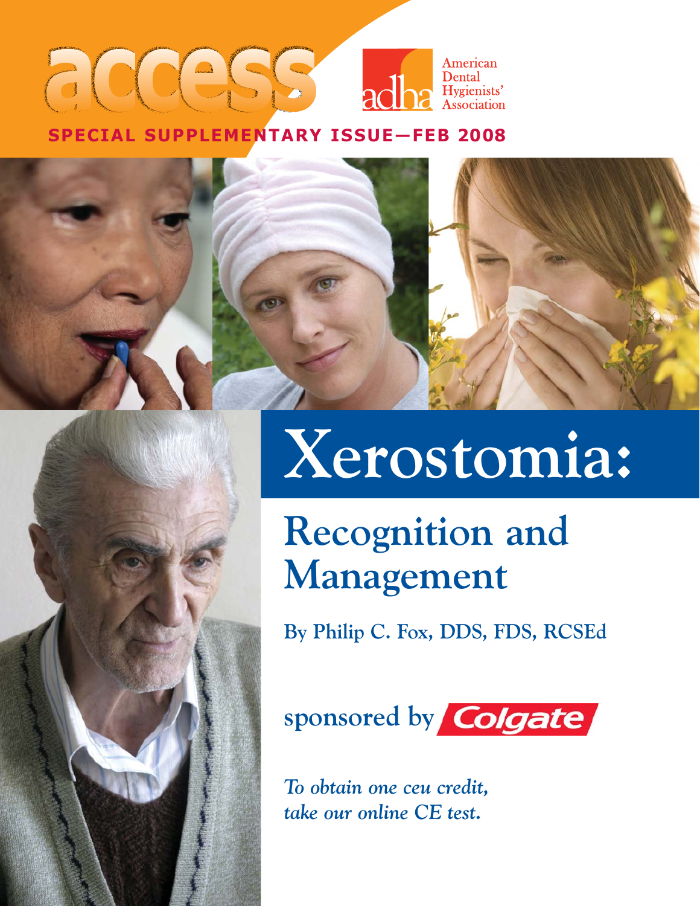access

American Dental Hygienists' Association

**SPECIAL SUPPLEMENTARY ISSUE—FEB 2008**

# Xerostomia:

## Recognition and Management

**By Philip C. Fox, DDS, FDS, RCSEd**

sponsored by Colgate

*To obtain one ceu credit, take our online CE test.*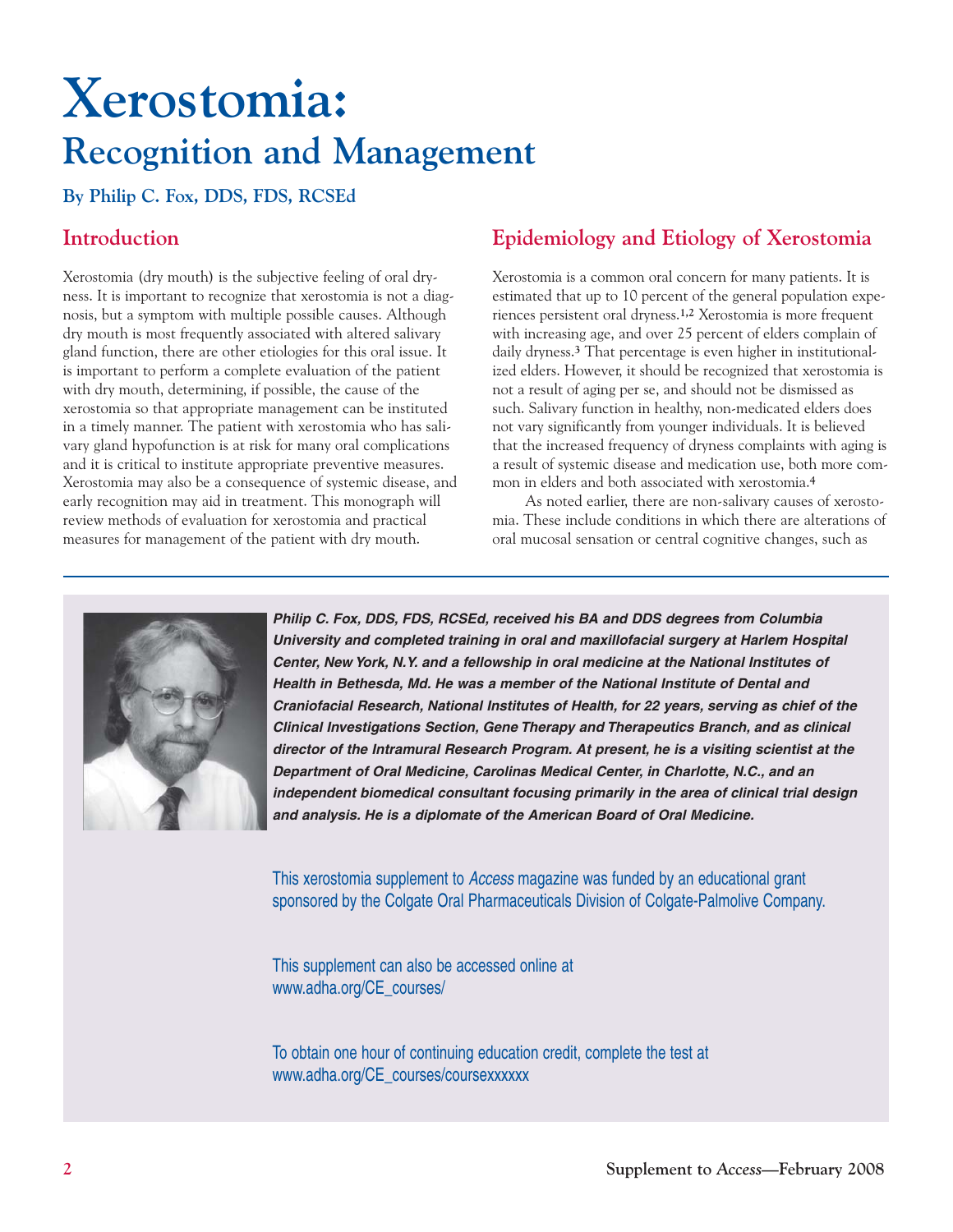# Xerostomia:

## Recognition and Management

**By Philip C. Fox, DDS, FDS, RCSEd**

## Introduction

Xerostomia (dry mouth) is the subjective feeling of oral dryness. It is important to recognize that xerostomia is not a diagnosis, but a symptom with multiple possible causes. Although dry mouth is most frequently associated with altered salivary gland function, there are other etiologies for this oral issue. It is important to perform a complete evaluation of the patient with dry mouth, determining, if possible, the cause of the xerostomia so that appropriate management can be instituted in a timely manner. The patient with xerostomia who has salivary gland hypofunction is at risk for many oral complications and it is critical to institute appropriate preventive measures. Xerostomia may also be a consequence of systemic disease, and early recognition may aid in treatment. This monograph will review methods of evaluation for xerostomia and practical measures for management of the patient with dry mouth.

## Epidemiology and Etiology of Xerostomia

Xerostomia is a common oral concern for many patients. It is estimated that up to 10 percent of the general population experiences persistent oral dryness.[1,2] Xerostomia is more frequent with increasing age, and over 25 percent of elders complain of daily dryness.[3] That percentage is even higher in institutionalized elders. However, it should be recognized that xerostomia is not a result of aging per se, and should not be dismissed as such. Salivary function in healthy, non-medicated elders does not vary significantly from younger individuals. It is believed that the increased frequency of dryness complaints with aging is a result of systemic disease and medication use, both more common in elders and both associated with xerostomia.[4]

As noted earlier, there are non-salivary causes of xerostomia. These include conditions in which there are alterations of oral mucosal sensation or central cognitive changes, such as

***Philip C. Fox, DDS, FDS, RCSEd, received his BA and DDS degrees from Columbia University and completed training in oral and maxillofacial surgery at Harlem Hospital Center, New York, N.Y. and a fellowship in oral medicine at the National Institutes of Health in Bethesda, Md. He was a member of the National Institute of Dental and Craniofacial Research, National Institutes of Health, for 22 years, serving as chief of the Clinical Investigations Section, Gene Therapy and Therapeutics Branch, and as clinical director of the Intramural Research Program. At present, he is a visiting scientist at the Department of Oral Medicine, Carolinas Medical Center, in Charlotte, N.C., and an independent biomedical consultant focusing primarily in the area of clinical trial design and analysis. He is a diplomate of the American Board of Oral Medicine.***

This xerostomia supplement to *Access* magazine was funded by an educational grant sponsored by the Colgate Oral Pharmaceuticals Division of Colgate-Palmolive Company.

This supplement can also be accessed online at www.adha.org/CE_courses/

To obtain one hour of continuing education credit, complete the test at www.adha.org/CE_courses/coursexxxxxx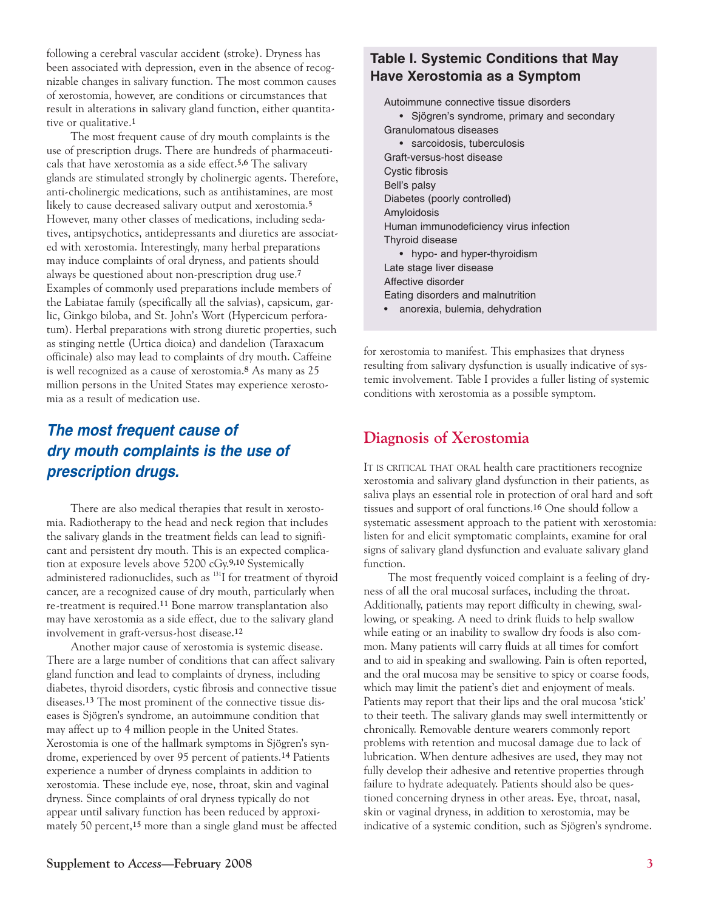following a cerebral vascular accident (stroke). Dryness has been associated with depression, even in the absence of recognizable changes in salivary function. The most common causes of xerostomia, however, are conditions or circumstances that result in alterations in salivary gland function, either quantitative or qualitative.[1]

The most frequent cause of dry mouth complaints is the use of prescription drugs. There are hundreds of pharmaceuticals that have xerostomia as a side effect.[5,6] The salivary glands are stimulated strongly by cholinergic agents. Therefore, anti-cholinergic medications, such as antihistamines, are most likely to cause decreased salivary output and xerostomia.[5] However, many other classes of medications, including sedatives, antipsychotics, antidepressants and diuretics are associated with xerostomia. Interestingly, many herbal preparations may induce complaints of oral dryness, and patients should always be questioned about non-prescription drug use.[7] Examples of commonly used preparations include members of the Labiatae family (specifically all the salvias), capsicum, garlic, Ginkgo biloba, and St. John's Wort (Hypercicum perforatum). Herbal preparations with strong diuretic properties, such as stinging nettle (Urtica dioica) and dandelion (Taraxacum officinale) also may lead to complaints of dry mouth. Caffeine is well recognized as a cause of xerostomia.[8] As many as 25 million persons in the United States may experience xerostomia as a result of medication use.

***The most frequent cause of dry mouth complaints is the use of prescription drugs.***

There are also medical therapies that result in xerostomia. Radiotherapy to the head and neck region that includes the salivary glands in the treatment fields can lead to significant and persistent dry mouth. This is an expected complication at exposure levels above 5200 cGy.[9,10] Systemically administered radionuclides, such as $^{131}$I for treatment of thyroid cancer, are a recognized cause of dry mouth, particularly when re-treatment is required.[11] Bone marrow transplantation also may have xerostomia as a side effect, due to the salivary gland involvement in graft-versus-host disease.[12]

Another major cause of xerostomia is systemic disease. There are a large number of conditions that can affect salivary gland function and lead to complaints of dryness, including diabetes, thyroid disorders, cystic fibrosis and connective tissue diseases.[13] The most prominent of the connective tissue diseases is Sjögren's syndrome, an autoimmune condition that may affect up to 4 million people in the United States. Xerostomia is one of the hallmark symptoms in Sjögren's syndrome, experienced by over 95 percent of patients.[14] Patients experience a number of dryness complaints in addition to xerostomia. These include eye, nose, throat, skin and vaginal dryness. Since complaints of oral dryness typically do not appear until salivary function has been reduced by approximately 50 percent,[15] more than a single gland must be affected for xerostomia to manifest. This emphasizes that dryness resulting from salivary dysfunction is usually indicative of systemic involvement. Table I provides a fuller listing of systemic conditions with xerostomia as a possible symptom.

### Table I. Systemic Conditions that May Have Xerostomia as a Symptom

- Autoimmune connective tissue disorders
  - Sjögren's syndrome, primary and secondary
- Granulomatous diseases
  - sarcoidosis, tuberculosis
- Graft-versus-host disease
- Cystic fibrosis
- Bell's palsy
- Diabetes (poorly controlled)
- Amyloidosis
- Human immunodeficiency virus infection
- Thyroid disease
  - hypo- and hyper-thyroidism
- Late stage liver disease
- Affective disorder
- Eating disorders and malnutrition
  - anorexia, bulemia, dehydration

## Diagnosis of Xerostomia

It is critical that oral health care practitioners recognize xerostomia and salivary gland dysfunction in their patients, as saliva plays an essential role in protection of oral hard and soft tissues and support of oral functions.[16] One should follow a systematic assessment approach to the patient with xerostomia: listen for and elicit symptomatic complaints, examine for oral signs of salivary gland dysfunction and evaluate salivary gland function.

The most frequently voiced complaint is a feeling of dryness of all the oral mucosal surfaces, including the throat. Additionally, patients may report difficulty in chewing, swallowing, or speaking. A need to drink fluids to help swallow while eating or an inability to swallow dry foods is also common. Many patients will carry fluids at all times for comfort and to aid in speaking and swallowing. Pain is often reported, and the oral mucosa may be sensitive to spicy or coarse foods, which may limit the patient's diet and enjoyment of meals. Patients may report that their lips and the oral mucosa 'stick' to their teeth. The salivary glands may swell intermittently or chronically. Removable denture wearers commonly report problems with retention and mucosal damage due to lack of lubrication. When denture adhesives are used, they may not fully develop their adhesive and retentive properties through failure to hydrate adequately. Patients should also be questioned concerning dryness in other areas. Eye, throat, nasal, skin or vaginal dryness, in addition to xerostomia, may be indicative of a systemic condition, such as Sjögren's syndrome.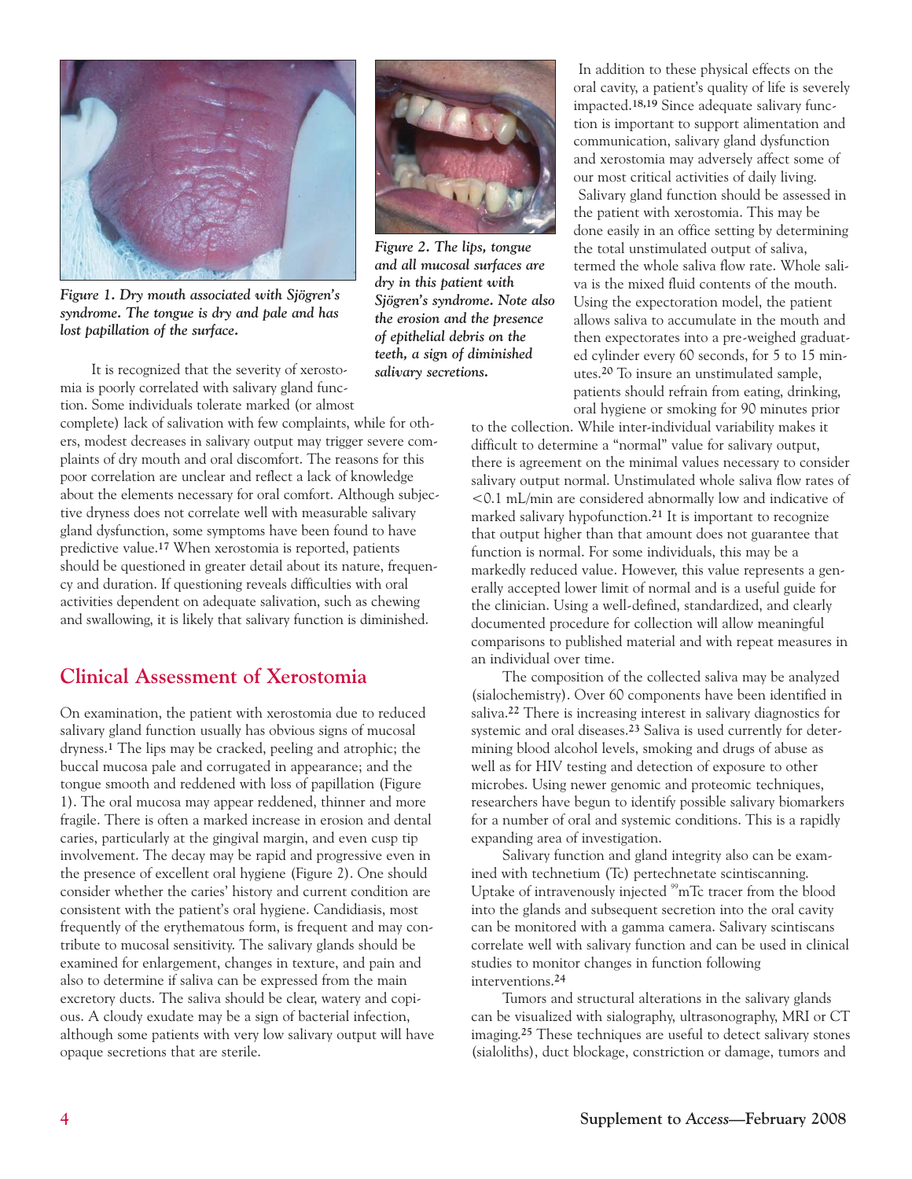*Figure 1. Dry mouth associated with Sjögren's syndrome. The tongue is dry and pale and has lost papillation of the surface.*

*Figure 2. The lips, tongue and all mucosal surfaces are dry in this patient with Sjögren's syndrome. Note also the erosion and the presence of epithelial debris on the teeth, a sign of diminished salivary secretions.*

It is recognized that the severity of xerostomia is poorly correlated with salivary gland function. Some individuals tolerate marked (or almost complete) lack of salivation with few complaints, while for others, modest decreases in salivary output may trigger severe complaints of dry mouth and oral discomfort. The reasons for this poor correlation are unclear and reflect a lack of knowledge about the elements necessary for oral comfort. Although subjective dryness does not correlate well with measurable salivary gland dysfunction, some symptoms have been found to have predictive value.[17] When xerostomia is reported, patients should be questioned in greater detail about its nature, frequency and duration. If questioning reveals difficulties with oral activities dependent on adequate salivation, such as chewing and swallowing, it is likely that salivary function is diminished.

## Clinical Assessment of Xerostomia

On examination, the patient with xerostomia due to reduced salivary gland function usually has obvious signs of mucosal dryness.[1] The lips may be cracked, peeling and atrophic; the buccal mucosa pale and corrugated in appearance; and the tongue smooth and reddened with loss of papillation (Figure 1). The oral mucosa may appear reddened, thinner and more fragile. There is often a marked increase in erosion and dental caries, particularly at the gingival margin, and even cusp tip involvement. The decay may be rapid and progressive even in the presence of excellent oral hygiene (Figure 2). One should consider whether the caries' history and current condition are consistent with the patient's oral hygiene. Candidiasis, most frequently of the erythematous form, is frequent and may contribute to mucosal sensitivity. The salivary glands should be examined for enlargement, changes in texture, and pain and also to determine if saliva can be expressed from the main excretory ducts. The saliva should be clear, watery and copious. A cloudy exudate may be a sign of bacterial infection, although some patients with very low salivary output will have opaque secretions that are sterile.

In addition to these physical effects on the oral cavity, a patient's quality of life is severely impacted.[18,19] Since adequate salivary function is important to support alimentation and communication, salivary gland dysfunction and xerostomia may adversely affect some of our most critical activities of daily living.

Salivary gland function should be assessed in the patient with xerostomia. This may be done easily in an office setting by determining the total unstimulated output of saliva, termed the whole saliva flow rate. Whole saliva is the mixed fluid contents of the mouth. Using the expectoration model, the patient allows saliva to accumulate in the mouth and then expectorates into a pre-weighed graduated cylinder every 60 seconds, for 5 to 15 minutes.[20] To insure an unstimulated sample, patients should refrain from eating, drinking, oral hygiene or smoking for 90 minutes prior to the collection. While inter-individual variability makes it difficult to determine a "normal" value for salivary output, there is agreement on the minimal values necessary to consider salivary output normal. Unstimulated whole saliva flow rates of <0.1 mL/min are considered abnormally low and indicative of marked salivary hypofunction.[21] It is important to recognize that output higher than that amount does not guarantee that function is normal. For some individuals, this may be a markedly reduced value. However, this value represents a generally accepted lower limit of normal and is a useful guide for the clinician. Using a well-defined, standardized, and clearly documented procedure for collection will allow meaningful comparisons to published material and with repeat measures in an individual over time.

The composition of the collected saliva may be analyzed (sialochemistry). Over 60 components have been identified in saliva.[22] There is increasing interest in salivary diagnostics for systemic and oral diseases.[23] Saliva is used currently for determining blood alcohol levels, smoking and drugs of abuse as well as for HIV testing and detection of exposure to other microbes. Using newer genomic and proteomic techniques, researchers have begun to identify possible salivary biomarkers for a number of oral and systemic conditions. This is a rapidly expanding area of investigation.

Salivary function and gland integrity also can be examined with technetium (Tc) pertechnetate scintiscanning. Uptake of intravenously injected $^{99}$mTc tracer from the blood into the glands and subsequent secretion into the oral cavity can be monitored with a gamma camera. Salivary scintiscans correlate well with salivary function and can be used in clinical studies to monitor changes in function following interventions.[24]

Tumors and structural alterations in the salivary glands can be visualized with sialography, ultrasonography, MRI or CT imaging.[25] These techniques are useful to detect salivary stones (sialoliths), duct blockage, constriction or damage, tumors and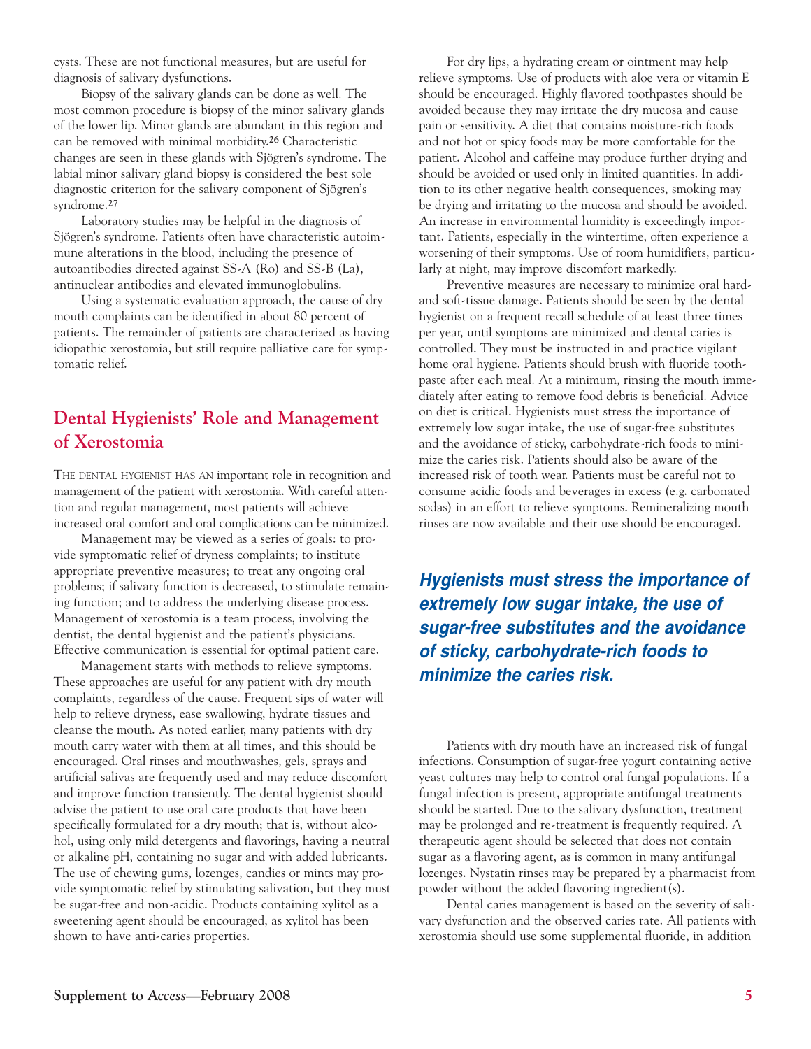cysts. These are not functional measures, but are useful for diagnosis of salivary dysfunctions.

Biopsy of the salivary glands can be done as well. The most common procedure is biopsy of the minor salivary glands of the lower lip. Minor glands are abundant in this region and can be removed with minimal morbidity.[26] Characteristic changes are seen in these glands with Sjögren's syndrome. The labial minor salivary gland biopsy is considered the best sole diagnostic criterion for the salivary component of Sjögren's syndrome.[27]

Laboratory studies may be helpful in the diagnosis of Sjögren's syndrome. Patients often have characteristic autoimmune alterations in the blood, including the presence of autoantibodies directed against SS-A (Ro) and SS-B (La), antinuclear antibodies and elevated immunoglobulins.

Using a systematic evaluation approach, the cause of dry mouth complaints can be identified in about 80 percent of patients. The remainder of patients are characterized as having idiopathic xerostomia, but still require palliative care for symptomatic relief.

## Dental Hygienists' Role and Management of Xerostomia

THE DENTAL HYGIENIST HAS AN important role in recognition and management of the patient with xerostomia. With careful attention and regular management, most patients will achieve increased oral comfort and oral complications can be minimized.

Management may be viewed as a series of goals: to provide symptomatic relief of dryness complaints; to institute appropriate preventive measures; to treat any ongoing oral problems; if salivary function is decreased, to stimulate remaining function; and to address the underlying disease process. Management of xerostomia is a team process, involving the dentist, the dental hygienist and the patient's physicians. Effective communication is essential for optimal patient care.

Management starts with methods to relieve symptoms. These approaches are useful for any patient with dry mouth complaints, regardless of the cause. Frequent sips of water will help to relieve dryness, ease swallowing, hydrate tissues and cleanse the mouth. As noted earlier, many patients with dry mouth carry water with them at all times, and this should be encouraged. Oral rinses and mouthwashes, gels, sprays and artificial salivas are frequently used and may reduce discomfort and improve function transiently. The dental hygienist should advise the patient to use oral care products that have been specifically formulated for a dry mouth; that is, without alcohol, using only mild detergents and flavorings, having a neutral or alkaline pH, containing no sugar and with added lubricants. The use of chewing gums, lozenges, candies or mints may provide symptomatic relief by stimulating salivation, but they must be sugar-free and non-acidic. Products containing xylitol as a sweetening agent should be encouraged, as xylitol has been shown to have anti-caries properties.

For dry lips, a hydrating cream or ointment may help relieve symptoms. Use of products with aloe vera or vitamin E should be encouraged. Highly flavored toothpastes should be avoided because they may irritate the dry mucosa and cause pain or sensitivity. A diet that contains moisture-rich foods and not hot or spicy foods may be more comfortable for the patient. Alcohol and caffeine may produce further drying and should be avoided or used only in limited quantities. In addition to its other negative health consequences, smoking may be drying and irritating to the mucosa and should be avoided. An increase in environmental humidity is exceedingly important. Patients, especially in the wintertime, often experience a worsening of their symptoms. Use of room humidifiers, particularly at night, may improve discomfort markedly.

Preventive measures are necessary to minimize oral hard- and soft-tissue damage. Patients should be seen by the dental hygienist on a frequent recall schedule of at least three times per year, until symptoms are minimized and dental caries is controlled. They must be instructed in and practice vigilant home oral hygiene. Patients should brush with fluoride toothpaste after each meal. At a minimum, rinsing the mouth immediately after eating to remove food debris is beneficial. Advice on diet is critical. Hygienists must stress the importance of extremely low sugar intake, the use of sugar-free substitutes and the avoidance of sticky, carbohydrate-rich foods to minimize the caries risk. Patients should also be aware of the increased risk of tooth wear. Patients must be careful not to consume acidic foods and beverages in excess (e.g. carbonated sodas) in an effort to relieve symptoms. Remineralizing mouth rinses are now available and their use should be encouraged.

***Hygienists must stress the importance of extremely low sugar intake, the use of sugar-free substitutes and the avoidance of sticky, carbohydrate-rich foods to minimize the caries risk.***

Patients with dry mouth have an increased risk of fungal infections. Consumption of sugar-free yogurt containing active yeast cultures may help to control oral fungal populations. If a fungal infection is present, appropriate antifungal treatments should be started. Due to the salivary dysfunction, treatment may be prolonged and re-treatment is frequently required. A therapeutic agent should be selected that does not contain sugar as a flavoring agent, as is common in many antifungal lozenges. Nystatin rinses may be prepared by a pharmacist from powder without the added flavoring ingredient(s).

Dental caries management is based on the severity of salivary dysfunction and the observed caries rate. All patients with xerostomia should use some supplemental fluoride, in addition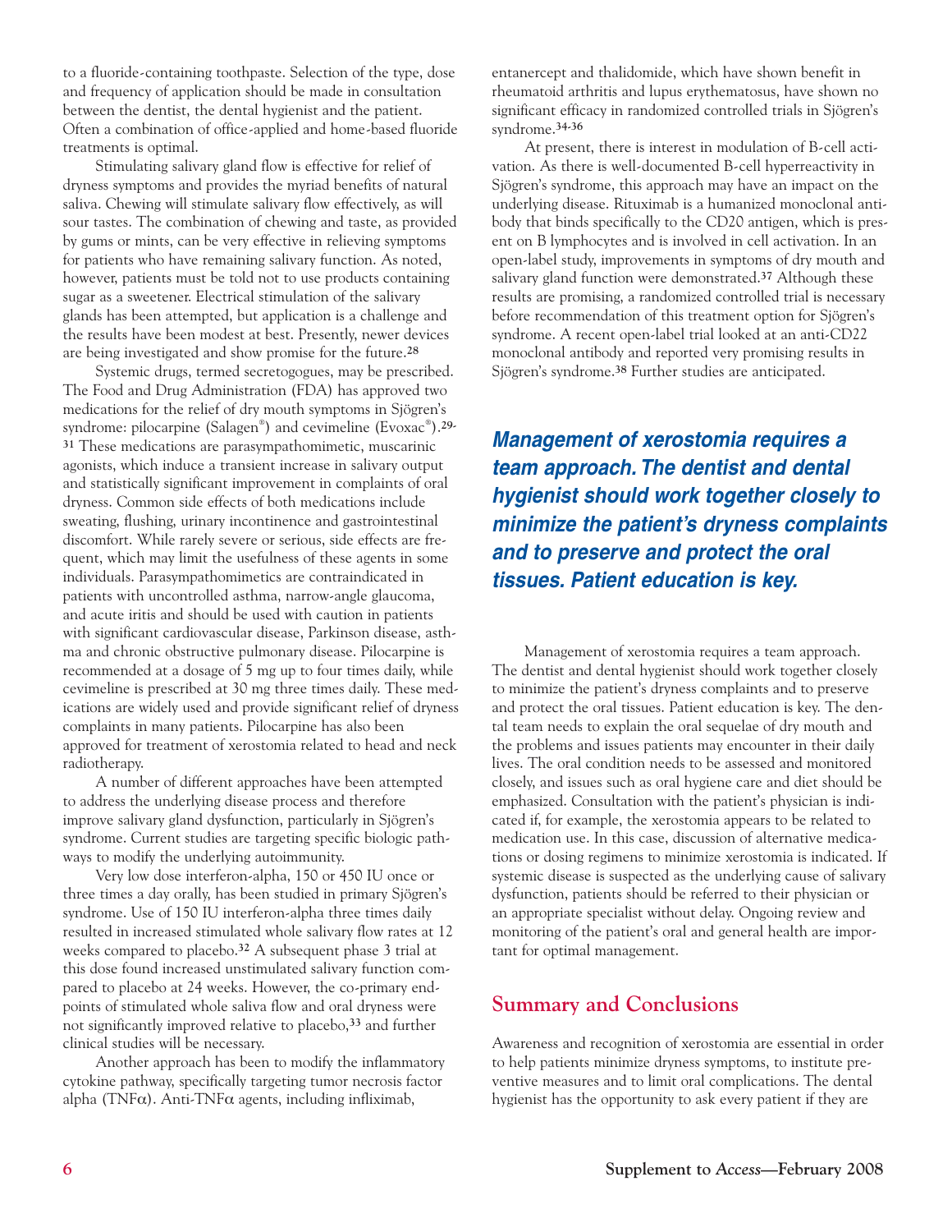to a fluoride-containing toothpaste. Selection of the type, dose and frequency of application should be made in consultation between the dentist, the dental hygienist and the patient. Often a combination of office-applied and home-based fluoride treatments is optimal.

Stimulating salivary gland flow is effective for relief of dryness symptoms and provides the myriad benefits of natural saliva. Chewing will stimulate salivary flow effectively, as will sour tastes. The combination of chewing and taste, as provided by gums or mints, can be very effective in relieving symptoms for patients who have remaining salivary function. As noted, however, patients must be told not to use products containing sugar as a sweetener. Electrical stimulation of the salivary glands has been attempted, but application is a challenge and the results have been modest at best. Presently, newer devices are being investigated and show promise for the future.[28]

Systemic drugs, termed secretogogues, may be prescribed. The Food and Drug Administration (FDA) has approved two medications for the relief of dry mouth symptoms in Sjögren's syndrome: pilocarpine (Salagen®) and cevimeline (Evoxac®).[29-31] These medications are parasympathomimetic, muscarinic agonists, which induce a transient increase in salivary output and statistically significant improvement in complaints of oral dryness. Common side effects of both medications include sweating, flushing, urinary incontinence and gastrointestinal discomfort. While rarely severe or serious, side effects are frequent, which may limit the usefulness of these agents in some individuals. Parasympathomimetics are contraindicated in patients with uncontrolled asthma, narrow-angle glaucoma, and acute iritis and should be used with caution in patients with significant cardiovascular disease, Parkinson disease, asthma and chronic obstructive pulmonary disease. Pilocarpine is recommended at a dosage of 5 mg up to four times daily, while cevimeline is prescribed at 30 mg three times daily. These medications are widely used and provide significant relief of dryness complaints in many patients. Pilocarpine has also been approved for treatment of xerostomia related to head and neck radiotherapy.

A number of different approaches have been attempted to address the underlying disease process and therefore improve salivary gland dysfunction, particularly in Sjögren's syndrome. Current studies are targeting specific biologic pathways to modify the underlying autoimmunity.

Very low dose interferon-alpha, 150 or 450 IU once or three times a day orally, has been studied in primary Sjögren's syndrome. Use of 150 IU interferon-alpha three times daily resulted in increased stimulated whole salivary flow rates at 12 weeks compared to placebo.[32] A subsequent phase 3 trial at this dose found increased unstimulated salivary function compared to placebo at 24 weeks. However, the co-primary endpoints of stimulated whole saliva flow and oral dryness were not significantly improved relative to placebo,[33] and further clinical studies will be necessary.

Another approach has been to modify the inflammatory cytokine pathway, specifically targeting tumor necrosis factor alpha (TNF$\alpha$). Anti-TNF$\alpha$ agents, including infliximab, entanercept and thalidomide, which have shown benefit in rheumatoid arthritis and lupus erythematosus, have shown no significant efficacy in randomized controlled trials in Sjögren's syndrome.[34-36]

At present, there is interest in modulation of B-cell activation. As there is well-documented B-cell hyperreactivity in Sjögren's syndrome, this approach may have an impact on the underlying disease. Rituximab is a humanized monoclonal antibody that binds specifically to the CD20 antigen, which is present on B lymphocytes and is involved in cell activation. In an open-label study, improvements in symptoms of dry mouth and salivary gland function were demonstrated.[37] Although these results are promising, a randomized controlled trial is necessary before recommendation of this treatment option for Sjögren's syndrome. A recent open-label trial looked at an anti-CD22 monoclonal antibody and reported very promising results in Sjögren's syndrome.[38] Further studies are anticipated.

***Management of xerostomia requires a team approach. The dentist and dental hygienist should work together closely to minimize the patient's dryness complaints and to preserve and protect the oral tissues. Patient education is key.***

Management of xerostomia requires a team approach. The dentist and dental hygienist should work together closely to minimize the patient's dryness complaints and to preserve and protect the oral tissues. Patient education is key. The dental team needs to explain the oral sequelae of dry mouth and the problems and issues patients may encounter in their daily lives. The oral condition needs to be assessed and monitored closely, and issues such as oral hygiene care and diet should be emphasized. Consultation with the patient's physician is indicated if, for example, the xerostomia appears to be related to medication use. In this case, discussion of alternative medications or dosing regimens to minimize xerostomia is indicated. If systemic disease is suspected as the underlying cause of salivary dysfunction, patients should be referred to their physician or an appropriate specialist without delay. Ongoing review and monitoring of the patient's oral and general health are important for optimal management.

## Summary and Conclusions

Awareness and recognition of xerostomia are essential in order to help patients minimize dryness symptoms, to institute preventive measures and to limit oral complications. The dental hygienist has the opportunity to ask every patient if they are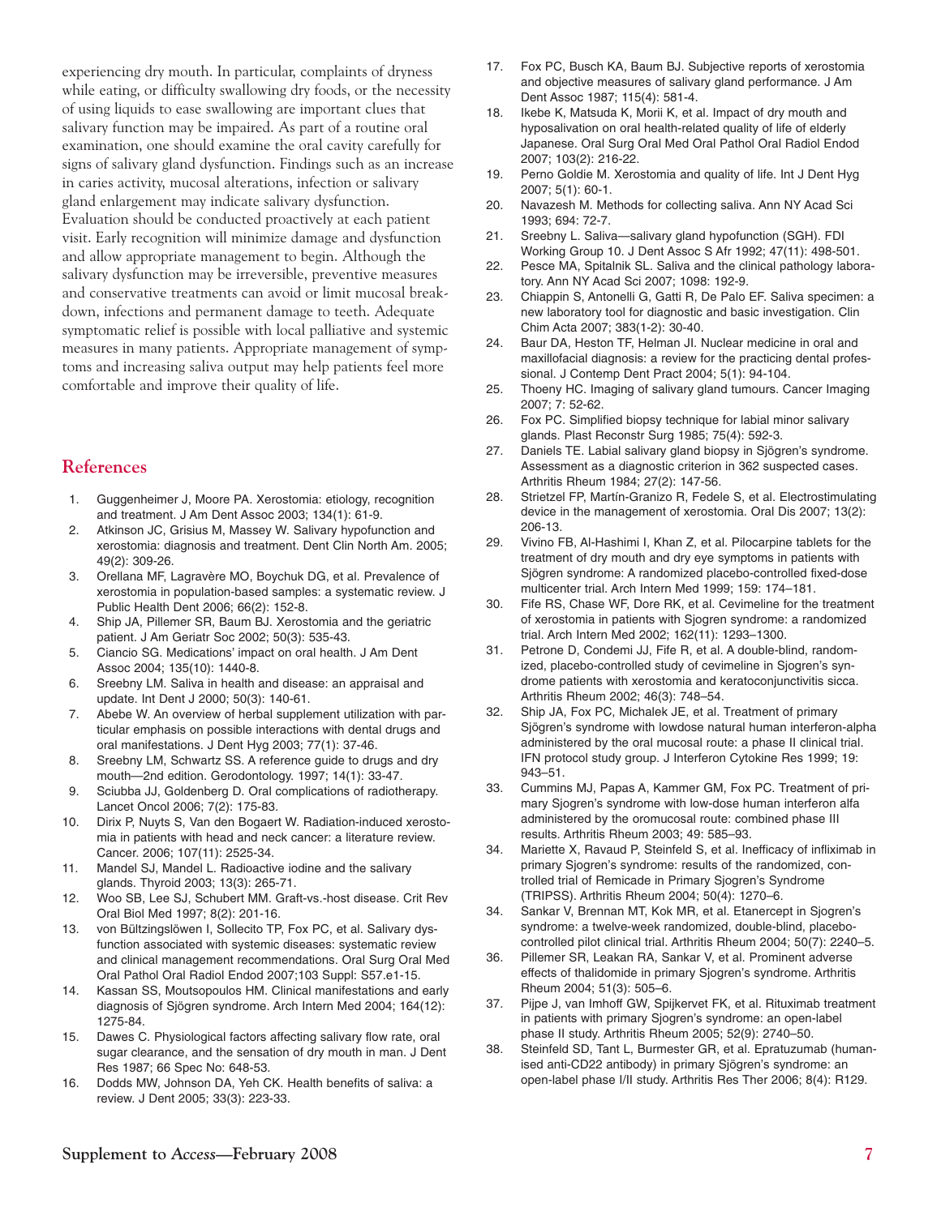experiencing dry mouth. In particular, complaints of dryness while eating, or difficulty swallowing dry foods, or the necessity of using liquids to ease swallowing are important clues that salivary function may be impaired. As part of a routine oral examination, one should examine the oral cavity carefully for signs of salivary gland dysfunction. Findings such as an increase in caries activity, mucosal alterations, infection or salivary gland enlargement may indicate salivary dysfunction. Evaluation should be conducted proactively at each patient visit. Early recognition will minimize damage and dysfunction and allow appropriate management to begin. Although the salivary dysfunction may be irreversible, preventive measures and conservative treatments can avoid or limit mucosal breakdown, infections and permanent damage to teeth. Adequate symptomatic relief is possible with local palliative and systemic measures in many patients. Appropriate management of symptoms and increasing saliva output may help patients feel more comfortable and improve their quality of life.

## References

1. Guggenheimer J, Moore PA. Xerostomia: etiology, recognition and treatment. J Am Dent Assoc 2003; 134(1): 61-9.
2. Atkinson JC, Grisius M, Massey W. Salivary hypofunction and xerostomia: diagnosis and treatment. Dent Clin North Am. 2005; 49(2): 309-26.
3. Orellana MF, Lagravère MO, Boychuk DG, et al. Prevalence of xerostomia in population-based samples: a systematic review. J Public Health Dent 2006; 66(2): 152-8.
4. Ship JA, Pillemer SR, Baum BJ. Xerostomia and the geriatric patient. J Am Geriatr Soc 2002; 50(3): 535-43.
5. Ciancio SG. Medications' impact on oral health. J Am Dent Assoc 2004; 135(10): 1440-8.
6. Sreebny LM. Saliva in health and disease: an appraisal and update. Int Dent J 2000; 50(3): 140-61.
7. Abebe W. An overview of herbal supplement utilization with particular emphasis on possible interactions with dental drugs and oral manifestations. J Dent Hyg 2003; 77(1): 37-46.
8. Sreebny LM, Schwartz SS. A reference guide to drugs and dry mouth—2nd edition. Gerodontology. 1997; 14(1): 33-47.
9. Sciubba JJ, Goldenberg D. Oral complications of radiotherapy. Lancet Oncol 2006; 7(2): 175-83.
10. Dirix P, Nuyts S, Van den Bogaert W. Radiation-induced xerostomia in patients with head and neck cancer: a literature review. Cancer. 2006; 107(11): 2525-34.
11. Mandel SJ, Mandel L. Radioactive iodine and the salivary glands. Thyroid 2003; 13(3): 265-71.
12. Woo SB, Lee SJ, Schubert MM. Graft-vs.-host disease. Crit Rev Oral Biol Med 1997; 8(2): 201-16.
13. von Bültzingslöwen I, Sollecito TP, Fox PC, et al. Salivary dysfunction associated with systemic diseases: systematic review and clinical management recommendations. Oral Surg Oral Med Oral Pathol Oral Radiol Endod 2007;103 Suppl: S57.e1-15.
14. Kassan SS, Moutsopoulos HM. Clinical manifestations and early diagnosis of Sjögren syndrome. Arch Intern Med 2004; 164(12): 1275-84.
15. Dawes C. Physiological factors affecting salivary flow rate, oral sugar clearance, and the sensation of dry mouth in man. J Dent Res 1987; 66 Spec No: 648-53.
16. Dodds MW, Johnson DA, Yeh CK. Health benefits of saliva: a review. J Dent 2005; 33(3): 223-33.
17. Fox PC, Busch KA, Baum BJ. Subjective reports of xerostomia and objective measures of salivary gland performance. J Am Dent Assoc 1987; 115(4): 581-4.
18. Ikebe K, Matsuda K, Morii K, et al. Impact of dry mouth and hyposalivation on oral health-related quality of life of elderly Japanese. Oral Surg Oral Med Oral Pathol Oral Radiol Endod 2007; 103(2): 216-22.
19. Perno Goldie M. Xerostomia and quality of life. Int J Dent Hyg 2007; 5(1): 60-1.
20. Navazesh M. Methods for collecting saliva. Ann NY Acad Sci 1993; 694: 72-7.
21. Sreebny L. Saliva—salivary gland hypofunction (SGH). FDI Working Group 10. J Dent Assoc S Afr 1992; 47(11): 498-501.
22. Pesce MA, Spitalnik SL. Saliva and the clinical pathology laboratory. Ann NY Acad Sci 2007; 1098: 192-9.
23. Chiappin S, Antonelli G, Gatti R, De Palo EF. Saliva specimen: a new laboratory tool for diagnostic and basic investigation. Clin Chim Acta 2007; 383(1-2): 30-40.
24. Baur DA, Heston TF, Helman JI. Nuclear medicine in oral and maxillofacial diagnosis: a review for the practicing dental professional. J Contemp Dent Pract 2004; 5(1): 94-104.
25. Thoeny HC. Imaging of salivary gland tumours. Cancer Imaging 2007; 7: 52-62.
26. Fox PC. Simplified biopsy technique for labial minor salivary glands. Plast Reconstr Surg 1985; 75(4): 592-3.
27. Daniels TE. Labial salivary gland biopsy in Sjögren's syndrome. Assessment as a diagnostic criterion in 362 suspected cases. Arthritis Rheum 1984; 27(2): 147-56.
28. Strietzel FP, Martín-Granizo R, Fedele S, et al. Electrostimulating device in the management of xerostomia. Oral Dis 2007; 13(2): 206-13.
29. Vivino FB, Al-Hashimi I, Khan Z, et al. Pilocarpine tablets for the treatment of dry mouth and dry eye symptoms in patients with Sjögren syndrome: A randomized placebo-controlled fixed-dose multicenter trial. Arch Intern Med 1999; 159: 174–181.
30. Fife RS, Chase WF, Dore RK, et al. Cevimeline for the treatment of xerostomia in patients with Sjogren syndrome: a randomized trial. Arch Intern Med 2002; 162(11): 1293–1300.
31. Petrone D, Condemi JJ, Fife R, et al. A double-blind, randomized, placebo-controlled study of cevimeline in Sjogren's syndrome patients with xerostomia and keratoconjunctivitis sicca. Arthritis Rheum 2002; 46(3): 748–54.
32. Ship JA, Fox PC, Michalek JE, et al. Treatment of primary Sjögren's syndrome with lowdose natural human interferon-alpha administered by the oral mucosal route: a phase II clinical trial. IFN protocol study group. J Interferon Cytokine Res 1999; 19: 943–51.
33. Cummins MJ, Papas A, Kammer GM, Fox PC. Treatment of primary Sjogren's syndrome with low-dose human interferon alfa administered by the oromucosal route: combined phase III results. Arthritis Rheum 2003; 49: 585–93.
34. Mariette X, Ravaud P, Steinfeld S, et al. Inefficacy of infliximab in primary Sjogren's syndrome: results of the randomized, controlled trial of Remicade in Primary Sjogren's Syndrome (TRIPSS). Arthritis Rheum 2004; 50(4): 1270–6.
34. Sankar V, Brennan MT, Kok MR, et al. Etanercept in Sjogren's syndrome: a twelve-week randomized, double-blind, placebo-controlled pilot clinical trial. Arthritis Rheum 2004; 50(7): 2240–5.
36. Pillemer SR, Leakan RA, Sankar V, et al. Prominent adverse effects of thalidomide in primary Sjogren's syndrome. Arthritis Rheum 2004; 51(3): 505–6.
37. Pijpe J, van Imhoff GW, Spijkervet FK, et al. Rituximab treatment in patients with primary Sjogren's syndrome: an open-label phase II study. Arthritis Rheum 2005; 52(9): 2740–50.
38. Steinfeld SD, Tant L, Burmester GR, et al. Epratuzumab (humanised anti-CD22 antibody) in primary Sjögren's syndrome: an open-label phase I/II study. Arthritis Res Ther 2006; 8(4): R129.